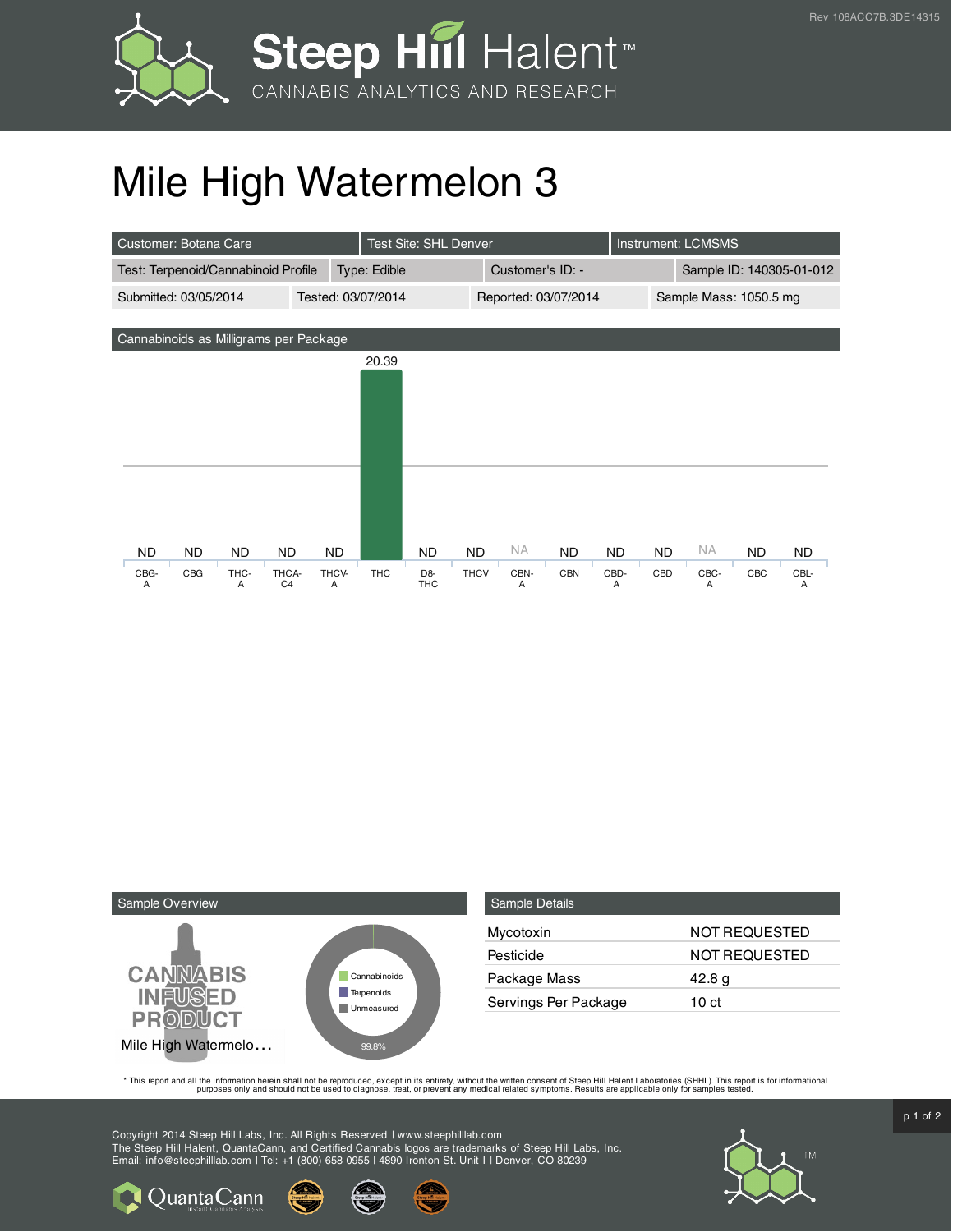Rev 108ACC7B.3DE14315

# Mile High Watermelon 3

| Customer: Botana Care | Test Site: SHL Denver | Instrument: LCMSMS | |
|---|---|---|---|
| Test: Terpenoid/Cannabinoid Profile | Type: Edible | Customer's ID: - | Sample ID: 140305-01-012 |
| Submitted: 03/05/2014 | Tested: 03/07/2014 | Reported: 03/07/2014 | Sample Mass: 1050.5 mg |

## Cannabinoids as Milligrams per Package

| CBG-A | CBG | THC-A | THCA-C4 | THCV-A | THC | D8-THC | THCV | CBN-A | CBN | CBD-A | CBD | CBC-A | CBC | CBL-A |
|---|---|---|---|---|---|---|---|---|---|---|---|---|---|---|
| ND | ND | ND | ND | ND | 20.39 | ND | ND | NA | ND | ND | ND | NA | ND | ND |

## Sample Overview

CANNABIS INFUSED PRODUCT

Mile High Watermelo…

- Cannabinoids
- Terpenoids
- Unmeasured

99.8%

## Sample Details

| | |
|---|---|
| Mycotoxin | NOT REQUESTED |
| Pesticide | NOT REQUESTED |
| Package Mass | 42.8 g |
| Servings Per Package | 10 ct |

* This report and all the information herein shall not be reproduced, except in its entirety, without the written consent of Steep Hill Halent Laboratories (SHHL). This report is for informational purposes only and should not be used to diagnose, treat, or prevent any medical related symptoms. Results are applicable only for samples tested.

Copyright 2014 Steep Hill Labs, Inc. All Rights Reserved | www.steephilllab.com
The Steep Hill Halent, QuantaCann, and Certified Cannabis logos are trademarks of Steep Hill Labs, Inc.
Email: info@steephilllab.com | Tel: +1 (800) 658 0955 | 4890 Ironton St. Unit I | Denver, CO 80239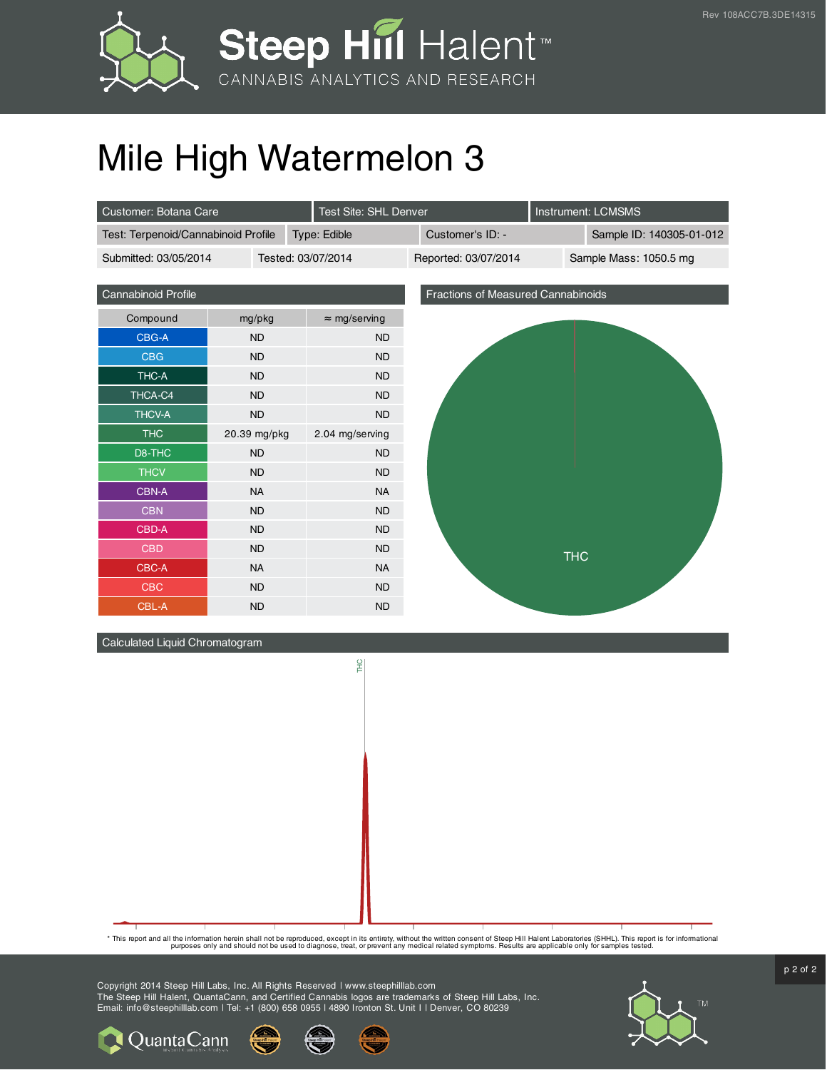Rev 108ACC7B.3DE14315

# Steep Hill Halent™

CANNABIS ANALYTICS AND RESEARCH

# Mile High Watermelon 3

| | | |
|---|---|---|
| Customer: Botana Care | Test Site: SHL Denver | Instrument: LCMSMS |
| Test: Terpenoid/Cannabinoid Profile | Type: Edible | Customer's ID: - | Sample ID: 140305-01-012 |
| Submitted: 03/05/2014 | Tested: 03/07/2014 | Reported: 03/07/2014 | Sample Mass: 1050.5 mg |

## Cannabinoid Profile

| Compound | mg/pkg | ≈ mg/serving |
|---|---|---|
| CBG-A | ND | ND |
| CBG | ND | ND |
| THC-A | ND | ND |
| THCA-C4 | ND | ND |
| THCV-A | ND | ND |
| THC | 20.39 mg/pkg | 2.04 mg/serving |
| D8-THC | ND | ND |
| THCV | ND | ND |
| CBN-A | NA | NA |
| CBN | ND | ND |
| CBD-A | ND | ND |
| CBD | ND | ND |
| CBC-A | NA | NA |
| CBC | ND | ND |
| CBL-A | ND | ND |

## Fractions of Measured Cannabinoids

THC

## Calculated Liquid Chromatogram

THC

* This report and all the information herein shall not be reproduced, except in its entirety, without the written consent of Steep Hill Halent Laboratories (SHHL). This report is for informational purposes only and should not be used to diagnose, treat, or prevent any medical related symptoms. Results are applicable only for samples tested.

Copyright 2014 Steep Hill Labs, Inc. All Rights Reserved | www.steephilllab.com
The Steep Hill Halent, QuantaCann, and Certified Cannabis logos are trademarks of Steep Hill Labs, Inc.
Email: info@steephilllab.com | Tel: +1 (800) 658 0955 | 4890 Ironton St. Unit I | Denver, CO 80239

QuantaCann